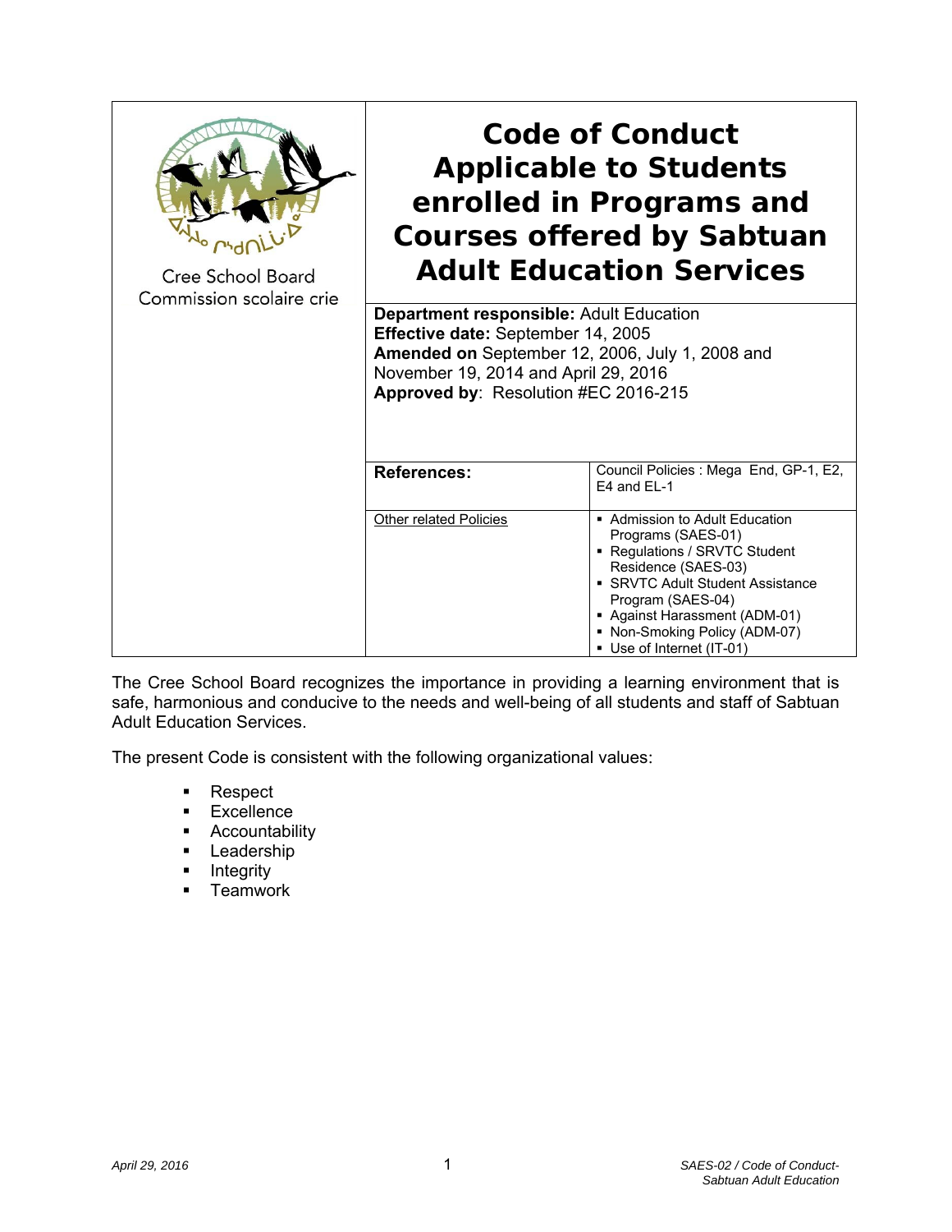Cree School Board
Commission scolaire crie

# Code of Conduct Applicable to Students enrolled in Programs and Courses offered by Sabtuan Adult Education Services

**Department responsible:** Adult Education
**Effective date:** September 14, 2005
**Amended on** September 12, 2006, July 1, 2008 and November 19, 2014 and April 29, 2016
**Approved by**: Resolution #EC 2016-215

| **References:** | Council Policies : Mega End, GP-1, E2, E4 and EL-1 |
|---|---|
| Other related Policies | ▪ Admission to Adult Education Programs (SAES-01)<br>▪ Regulations / SRVTC Student Residence (SAES-03)<br>▪ SRVTC Adult Student Assistance Program (SAES-04)<br>▪ Against Harassment (ADM-01)<br>▪ Non-Smoking Policy (ADM-07)<br>▪ Use of Internet (IT-01) |

The Cree School Board recognizes the importance in providing a learning environment that is safe, harmonious and conducive to the needs and well-being of all students and staff of Sabtuan Adult Education Services.

The present Code is consistent with the following organizational values:

- Respect
- Excellence
- Accountability
- Leadership
- Integrity
- Teamwork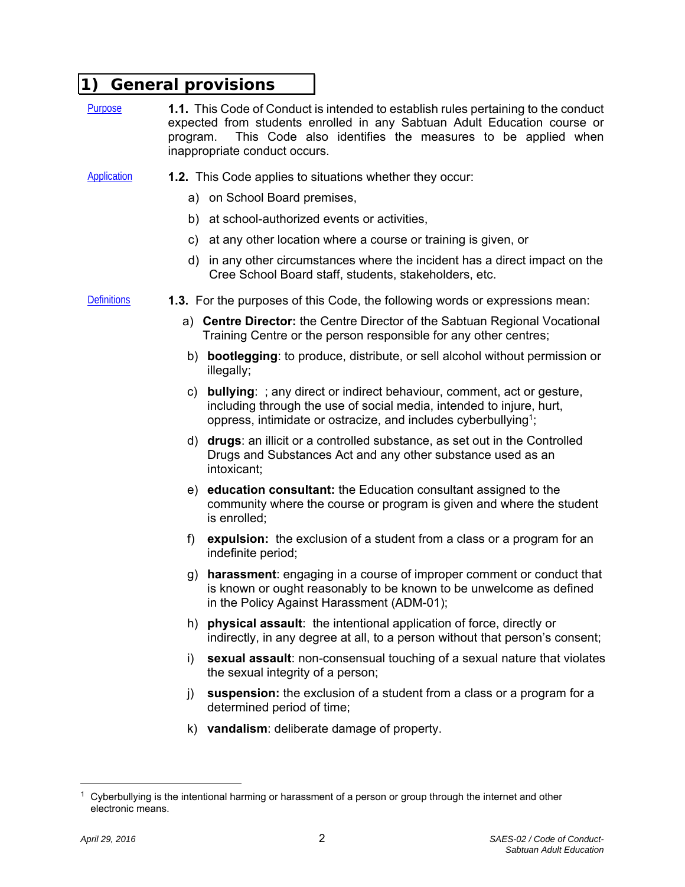# 1) General provisions

Purpose

**1.1.** This Code of Conduct is intended to establish rules pertaining to the conduct expected from students enrolled in any Sabtuan Adult Education course or program. This Code also identifies the measures to be applied when inappropriate conduct occurs.

Application

**1.2.** This Code applies to situations whether they occur:

a) on School Board premises,

b) at school-authorized events or activities,

c) at any other location where a course or training is given, or

d) in any other circumstances where the incident has a direct impact on the Cree School Board staff, students, stakeholders, etc.

Definitions

**1.3.** For the purposes of this Code, the following words or expressions mean:

a) **Centre Director:** the Centre Director of the Sabtuan Regional Vocational Training Centre or the person responsible for any other centres;

b) **bootlegging**: to produce, distribute, or sell alcohol without permission or illegally;

c) **bullying**: ; any direct or indirect behaviour, comment, act or gesture, including through the use of social media, intended to injure, hurt, oppress, intimidate or ostracize, and includes cyberbullying[1];

d) **drugs**: an illicit or a controlled substance, as set out in the Controlled Drugs and Substances Act and any other substance used as an intoxicant;

e) **education consultant:** the Education consultant assigned to the community where the course or program is given and where the student is enrolled;

f) **expulsion:** the exclusion of a student from a class or a program for an indefinite period;

g) **harassment**: engaging in a course of improper comment or conduct that is known or ought reasonably to be known to be unwelcome as defined in the Policy Against Harassment (ADM-01);

h) **physical assault**: the intentional application of force, directly or indirectly, in any degree at all, to a person without that person's consent;

i) **sexual assault**: non-consensual touching of a sexual nature that violates the sexual integrity of a person;

j) **suspension:** the exclusion of a student from a class or a program for a determined period of time;

k) **vandalism**: deliberate damage of property.

---

[1] Cyberbullying is the intentional harming or harassment of a person or group through the internet and other electronic means.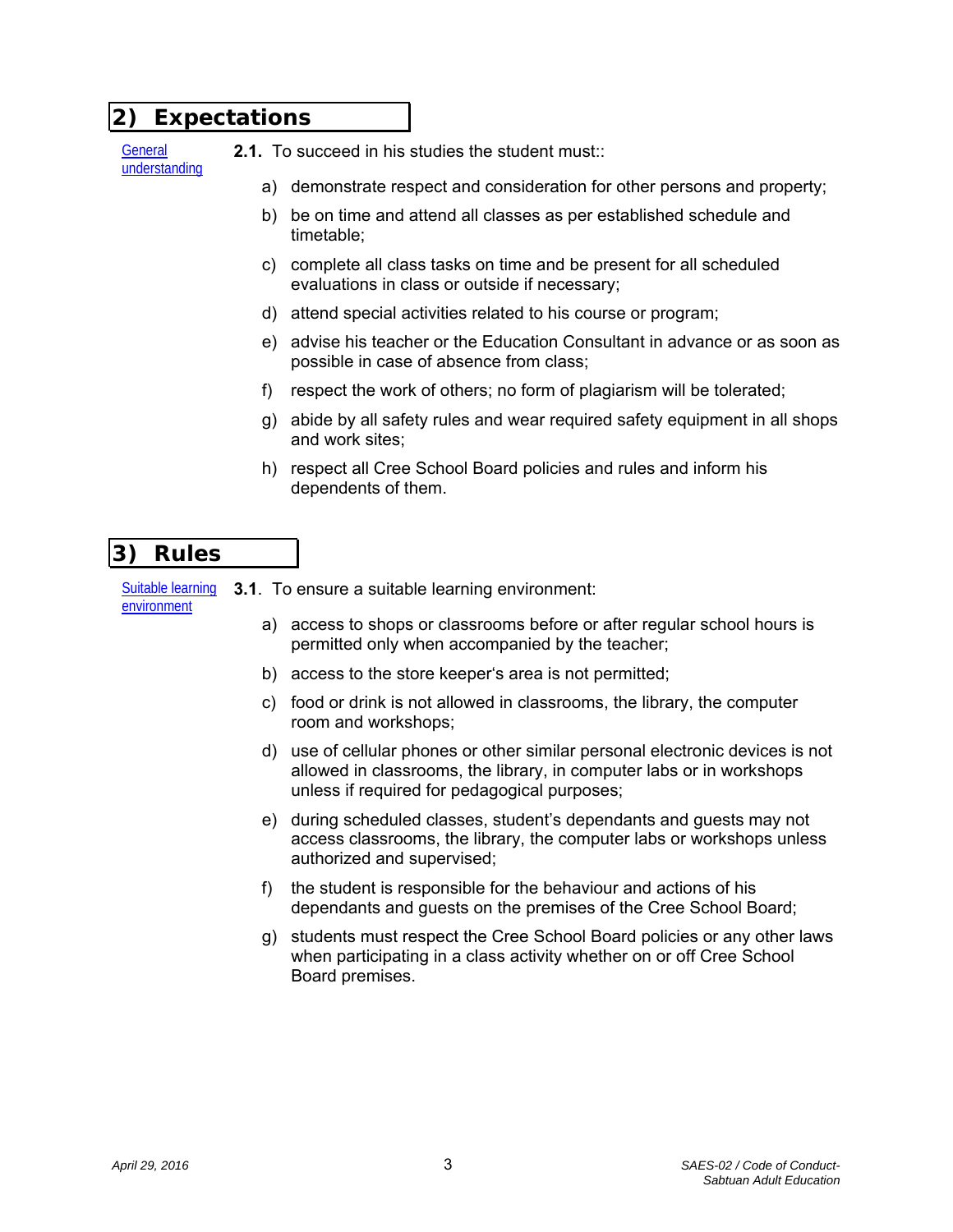## 2) Expectations

General understanding

**2.1.** To succeed in his studies the student must::

a) demonstrate respect and consideration for other persons and property;

b) be on time and attend all classes as per established schedule and timetable;

c) complete all class tasks on time and be present for all scheduled evaluations in class or outside if necessary;

d) attend special activities related to his course or program;

e) advise his teacher or the Education Consultant in advance or as soon as possible in case of absence from class;

f) respect the work of others; no form of plagiarism will be tolerated;

g) abide by all safety rules and wear required safety equipment in all shops and work sites;

h) respect all Cree School Board policies and rules and inform his dependents of them.

## 3) Rules

Suitable learning environment

**3.1**. To ensure a suitable learning environment:

a) access to shops or classrooms before or after regular school hours is permitted only when accompanied by the teacher;

b) access to the store keeper's area is not permitted;

c) food or drink is not allowed in classrooms, the library, the computer room and workshops;

d) use of cellular phones or other similar personal electronic devices is not allowed in classrooms, the library, in computer labs or in workshops unless if required for pedagogical purposes;

e) during scheduled classes, student's dependants and guests may not access classrooms, the library, the computer labs or workshops unless authorized and supervised;

f) the student is responsible for the behaviour and actions of his dependants and guests on the premises of the Cree School Board;

g) students must respect the Cree School Board policies or any other laws when participating in a class activity whether on or off Cree School Board premises.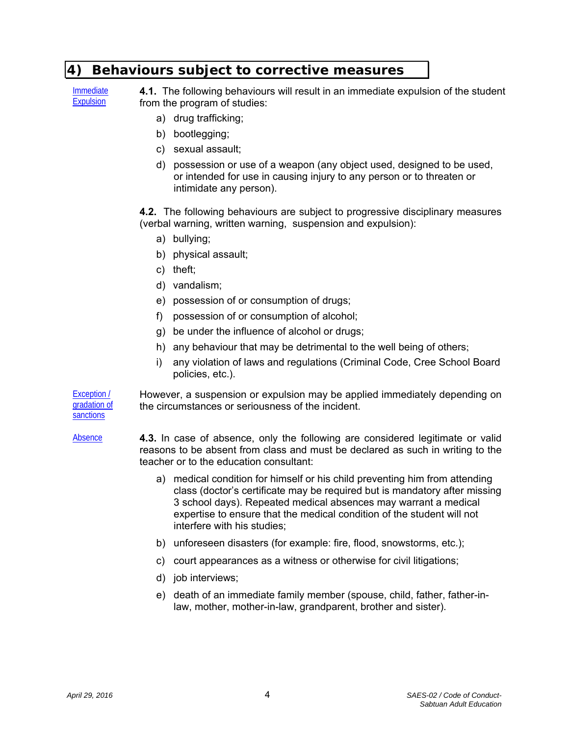## 4) Behaviours subject to corrective measures

Immediate Expulsion

**4.1.** The following behaviours will result in an immediate expulsion of the student from the program of studies:

a) drug trafficking;

b) bootlegging;

c) sexual assault;

d) possession or use of a weapon (any object used, designed to be used, or intended for use in causing injury to any person or to threaten or intimidate any person).

**4.2.** The following behaviours are subject to progressive disciplinary measures (verbal warning, written warning, suspension and expulsion):

a) bullying;

b) physical assault;

c) theft;

d) vandalism;

e) possession of or consumption of drugs;

f) possession of or consumption of alcohol;

g) be under the influence of alcohol or drugs;

h) any behaviour that may be detrimental to the well being of others;

i) any violation of laws and regulations (Criminal Code, Cree School Board policies, etc.).

Exception / gradation of sanctions

However, a suspension or expulsion may be applied immediately depending on the circumstances or seriousness of the incident.

Absence

**4.3.** In case of absence, only the following are considered legitimate or valid reasons to be absent from class and must be declared as such in writing to the teacher or to the education consultant:

a) medical condition for himself or his child preventing him from attending class (doctor's certificate may be required but is mandatory after missing 3 school days). Repeated medical absences may warrant a medical expertise to ensure that the medical condition of the student will not interfere with his studies;

b) unforeseen disasters (for example: fire, flood, snowstorms, etc.);

c) court appearances as a witness or otherwise for civil litigations;

d) job interviews;

e) death of an immediate family member (spouse, child, father, father-in-law, mother, mother-in-law, grandparent, brother and sister).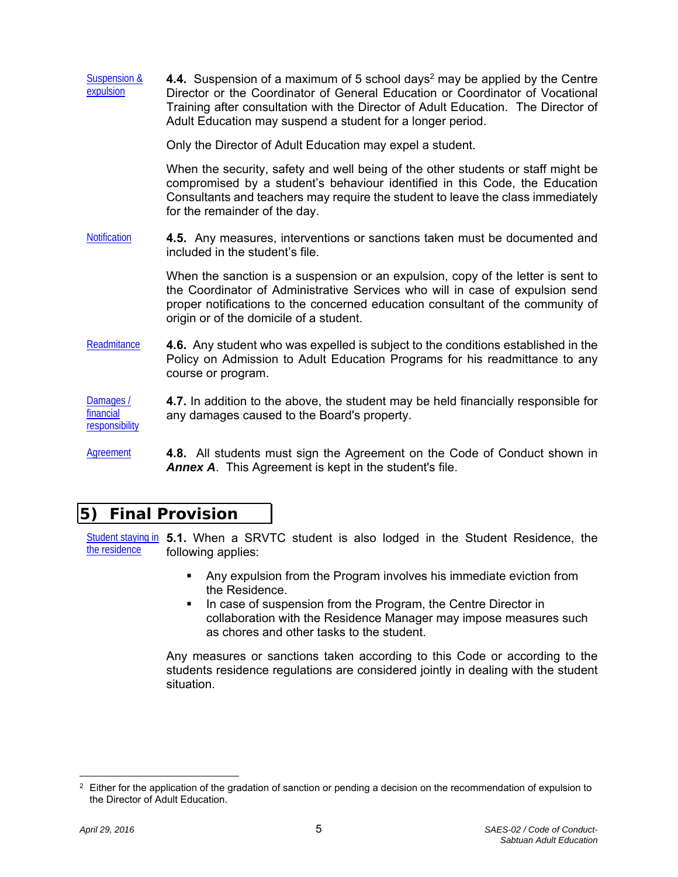Suspension & expulsion

**4.4.** Suspension of a maximum of 5 school days[2] may be applied by the Centre Director or the Coordinator of General Education or Coordinator of Vocational Training after consultation with the Director of Adult Education. The Director of Adult Education may suspend a student for a longer period.

Only the Director of Adult Education may expel a student.

When the security, safety and well being of the other students or staff might be compromised by a student's behaviour identified in this Code, the Education Consultants and teachers may require the student to leave the class immediately for the remainder of the day.

Notification

**4.5.** Any measures, interventions or sanctions taken must be documented and included in the student's file.

When the sanction is a suspension or an expulsion, copy of the letter is sent to the Coordinator of Administrative Services who will in case of expulsion send proper notifications to the concerned education consultant of the community of origin or of the domicile of a student.

Readmitance

**4.6.** Any student who was expelled is subject to the conditions established in the Policy on Admission to Adult Education Programs for his readmittance to any course or program.

Damages / financial responsibility

**4.7.** In addition to the above, the student may be held financially responsible for any damages caused to the Board's property.

Agreement

**4.8.** All students must sign the Agreement on the Code of Conduct shown in ***Annex A***. This Agreement is kept in the student's file.

## 5) Final Provision

Student staying in the residence

**5.1.** When a SRVTC student is also lodged in the Student Residence, the following applies:

- Any expulsion from the Program involves his immediate eviction from the Residence.
- In case of suspension from the Program, the Centre Director in collaboration with the Residence Manager may impose measures such as chores and other tasks to the student.

Any measures or sanctions taken according to this Code or according to the students residence regulations are considered jointly in dealing with the student situation.

---

[2] Either for the application of the gradation of sanction or pending a decision on the recommendation of expulsion to the Director of Adult Education.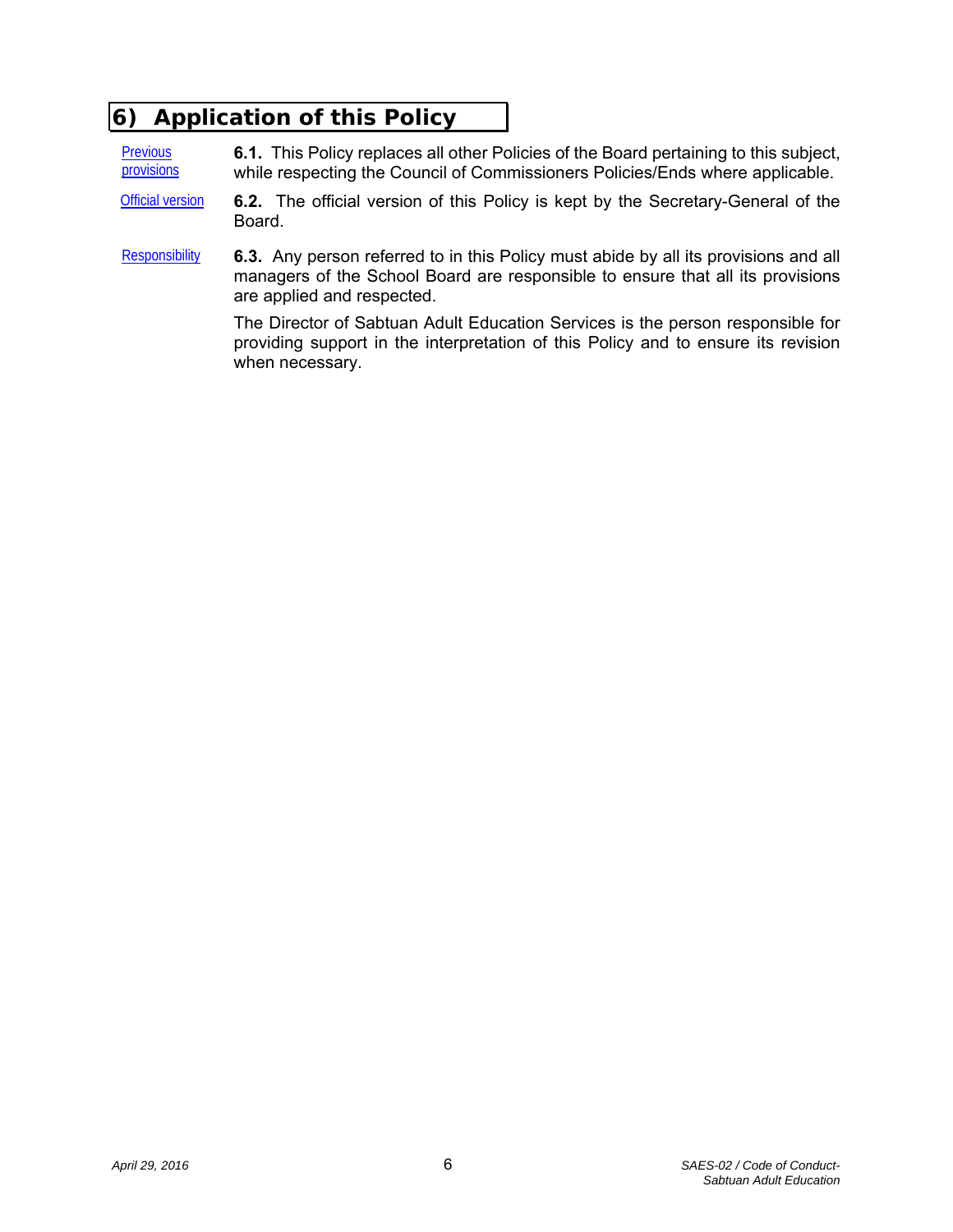## 6) Application of this Policy

Previous provisions

**6.1.** This Policy replaces all other Policies of the Board pertaining to this subject, while respecting the Council of Commissioners Policies/Ends where applicable.

Official version

**6.2.** The official version of this Policy is kept by the Secretary-General of the Board.

Responsibility

**6.3.** Any person referred to in this Policy must abide by all its provisions and all managers of the School Board are responsible to ensure that all its provisions are applied and respected.

The Director of Sabtuan Adult Education Services is the person responsible for providing support in the interpretation of this Policy and to ensure its revision when necessary.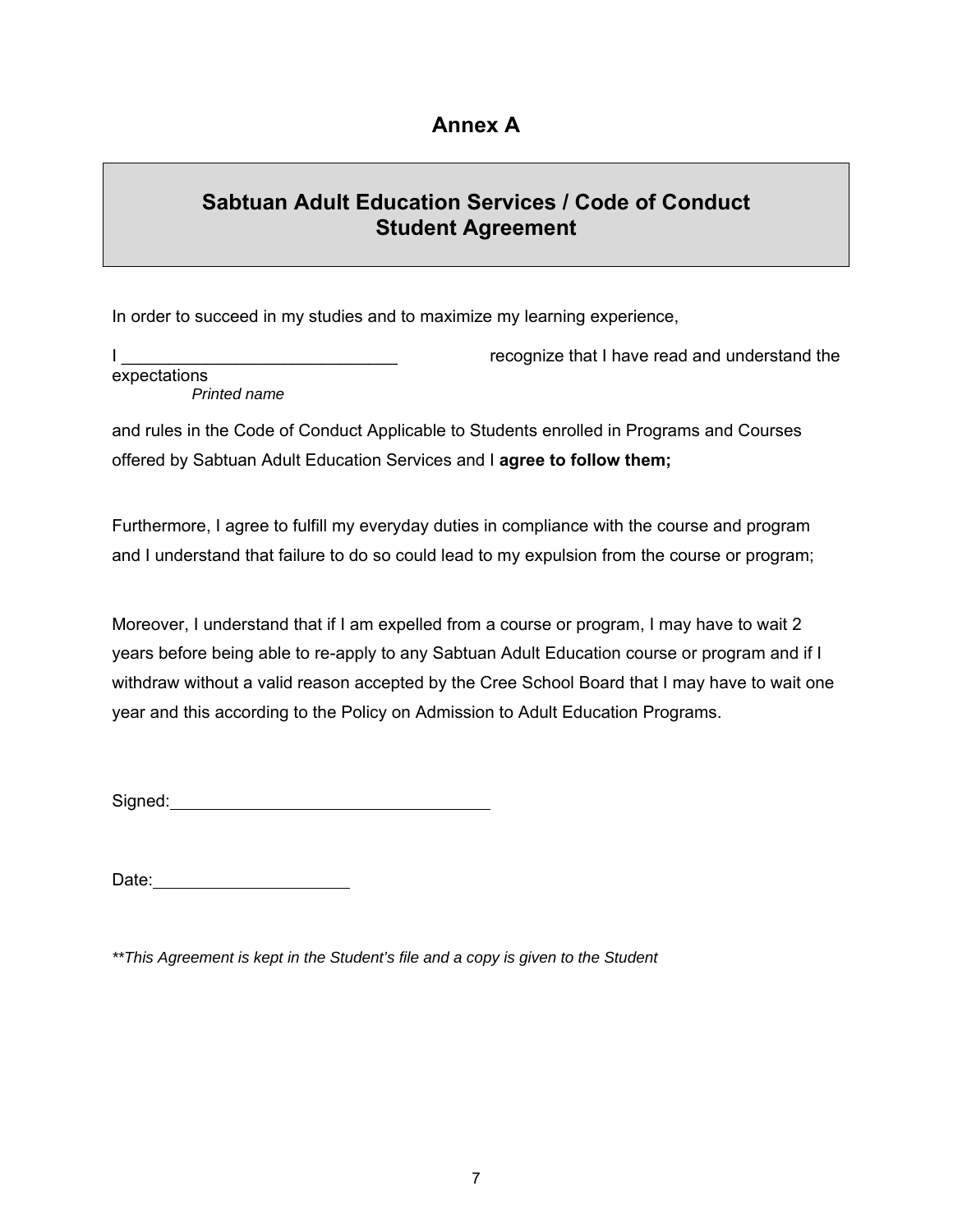# Annex A

## Sabtuan Adult Education Services / Code of Conduct Student Agreement

In order to succeed in my studies and to maximize my learning experience,

I _____________________________ recognize that I have read and understand the expectations
*Printed name*

and rules in the Code of Conduct Applicable to Students enrolled in Programs and Courses offered by Sabtuan Adult Education Services and I **agree to follow them;**

Furthermore, I agree to fulfill my everyday duties in compliance with the course and program and I understand that failure to do so could lead to my expulsion from the course or program;

Moreover, I understand that if I am expelled from a course or program, I may have to wait 2 years before being able to re-apply to any Sabtuan Adult Education course or program and if I withdraw without a valid reason accepted by the Cree School Board that I may have to wait one year and this according to the Policy on Admission to Adult Education Programs.

Signed:_________________________________

Date:____________________

*\*\*This Agreement is kept in the Student's file and a copy is given to the Student*